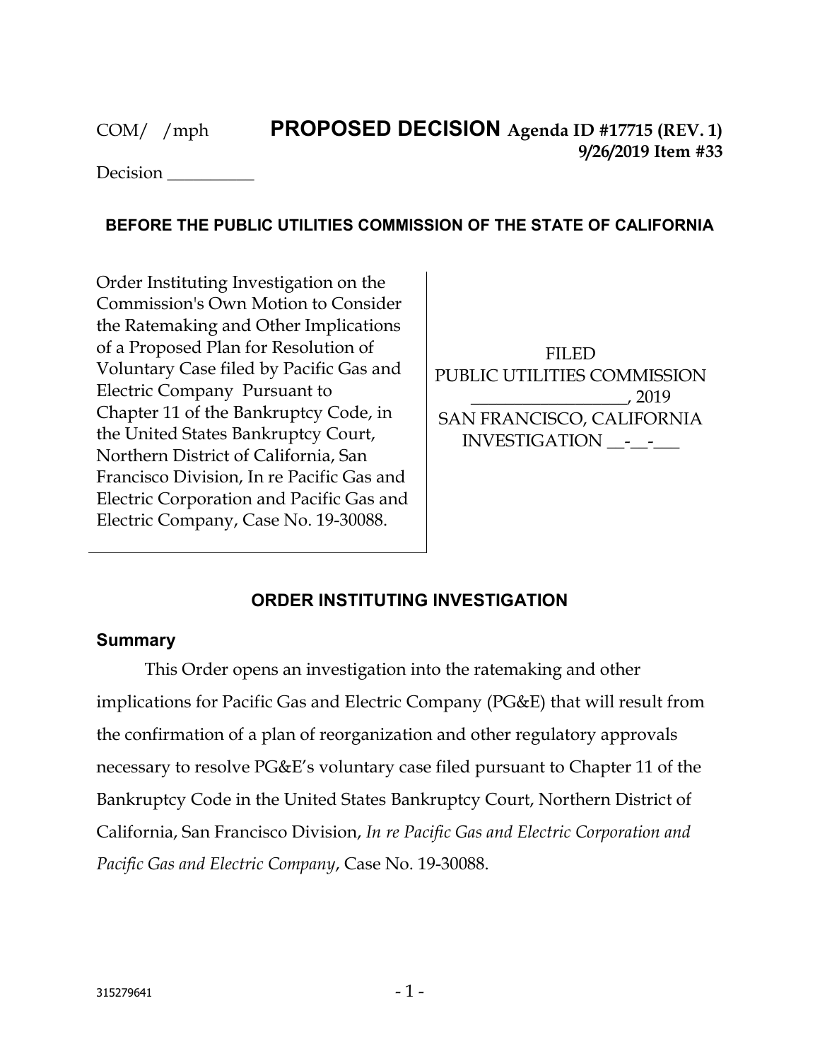COM/ /mph **PROPOSED DECISION** **Agenda ID #17715 (REV. 1)**
**9/26/2019 Item #33**

Decision __________

**BEFORE THE PUBLIC UTILITIES COMMISSION OF THE STATE OF CALIFORNIA**

| | |
|---|---|
| Order Instituting Investigation on the Commission's Own Motion to Consider the Ratemaking and Other Implications of a Proposed Plan for Resolution of Voluntary Case filed by Pacific Gas and Electric Company Pursuant to Chapter 11 of the Bankruptcy Code, in the United States Bankruptcy Court, Northern District of California, San Francisco Division, In re Pacific Gas and Electric Corporation and Pacific Gas and Electric Company, Case No. 19-30088. | FILED<br>PUBLIC UTILITIES COMMISSION<br>_________________, 2019<br>SAN FRANCISCO, CALIFORNIA<br>INVESTIGATION __-__-___ |

## ORDER INSTITUTING INVESTIGATION

### Summary

This Order opens an investigation into the ratemaking and other implications for Pacific Gas and Electric Company (PG&E) that will result from the confirmation of a plan of reorganization and other regulatory approvals necessary to resolve PG&E's voluntary case filed pursuant to Chapter 11 of the Bankruptcy Code in the United States Bankruptcy Court, Northern District of California, San Francisco Division, *In re Pacific Gas and Electric Corporation and Pacific Gas and Electric Company*, Case No. 19-30088.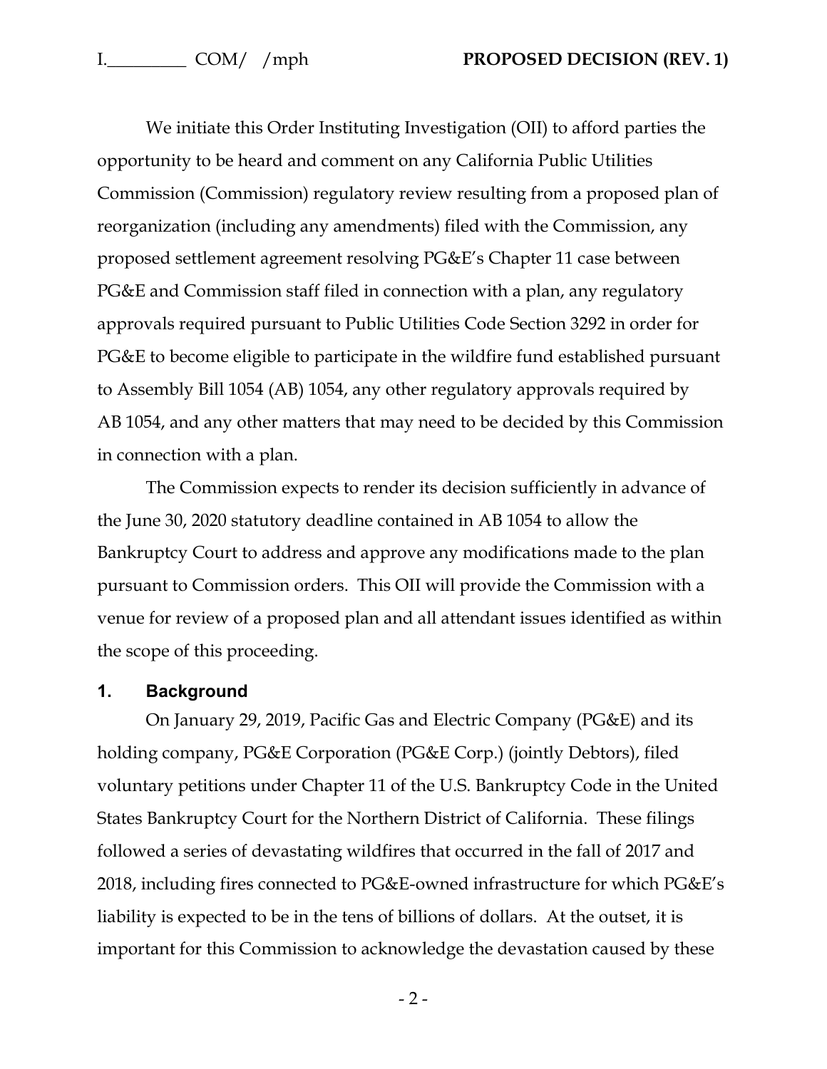We initiate this Order Instituting Investigation (OII) to afford parties the opportunity to be heard and comment on any California Public Utilities Commission (Commission) regulatory review resulting from a proposed plan of reorganization (including any amendments) filed with the Commission, any proposed settlement agreement resolving PG&E's Chapter 11 case between PG&E and Commission staff filed in connection with a plan, any regulatory approvals required pursuant to Public Utilities Code Section 3292 in order for PG&E to become eligible to participate in the wildfire fund established pursuant to Assembly Bill 1054 (AB) 1054, any other regulatory approvals required by AB 1054, and any other matters that may need to be decided by this Commission in connection with a plan.

The Commission expects to render its decision sufficiently in advance of the June 30, 2020 statutory deadline contained in AB 1054 to allow the Bankruptcy Court to address and approve any modifications made to the plan pursuant to Commission orders. This OII will provide the Commission with a venue for review of a proposed plan and all attendant issues identified as within the scope of this proceeding.

## 1. Background

On January 29, 2019, Pacific Gas and Electric Company (PG&E) and its holding company, PG&E Corporation (PG&E Corp.) (jointly Debtors), filed voluntary petitions under Chapter 11 of the U.S. Bankruptcy Code in the United States Bankruptcy Court for the Northern District of California. These filings followed a series of devastating wildfires that occurred in the fall of 2017 and 2018, including fires connected to PG&E-owned infrastructure for which PG&E's liability is expected to be in the tens of billions of dollars. At the outset, it is important for this Commission to acknowledge the devastation caused by these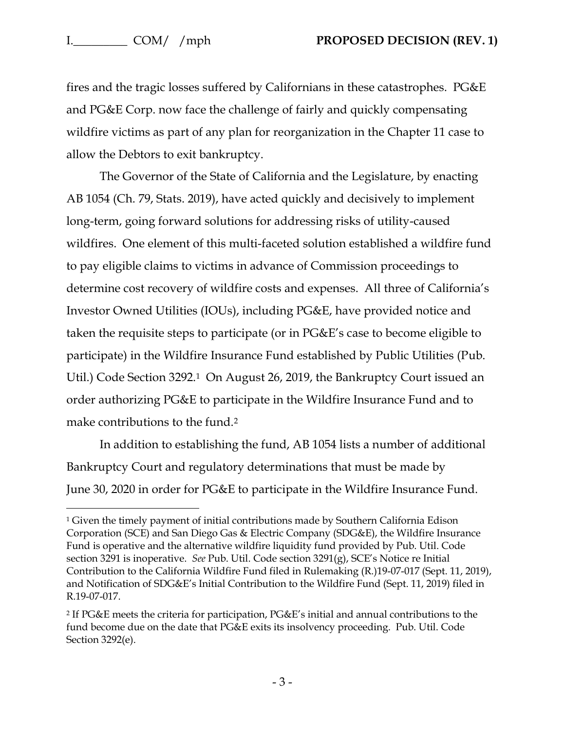fires and the tragic losses suffered by Californians in these catastrophes. PG&E and PG&E Corp. now face the challenge of fairly and quickly compensating wildfire victims as part of any plan for reorganization in the Chapter 11 case to allow the Debtors to exit bankruptcy.

The Governor of the State of California and the Legislature, by enacting AB 1054 (Ch. 79, Stats. 2019), have acted quickly and decisively to implement long-term, going forward solutions for addressing risks of utility-caused wildfires. One element of this multi-faceted solution established a wildfire fund to pay eligible claims to victims in advance of Commission proceedings to determine cost recovery of wildfire costs and expenses. All three of California's Investor Owned Utilities (IOUs), including PG&E, have provided notice and taken the requisite steps to participate (or in PG&E's case to become eligible to participate) in the Wildfire Insurance Fund established by Public Utilities (Pub. Util.) Code Section 3292.[1] On August 26, 2019, the Bankruptcy Court issued an order authorizing PG&E to participate in the Wildfire Insurance Fund and to make contributions to the fund.[2]

In addition to establishing the fund, AB 1054 lists a number of additional Bankruptcy Court and regulatory determinations that must be made by June 30, 2020 in order for PG&E to participate in the Wildfire Insurance Fund.

---

[1] Given the timely payment of initial contributions made by Southern California Edison Corporation (SCE) and San Diego Gas & Electric Company (SDG&E), the Wildfire Insurance Fund is operative and the alternative wildfire liquidity fund provided by Pub. Util. Code section 3291 is inoperative. *See* Pub. Util. Code section 3291(g), SCE's Notice re Initial Contribution to the California Wildfire Fund filed in Rulemaking (R.)19-07-017 (Sept. 11, 2019), and Notification of SDG&E's Initial Contribution to the Wildfire Fund (Sept. 11, 2019) filed in R.19-07-017.

[2] If PG&E meets the criteria for participation, PG&E's initial and annual contributions to the fund become due on the date that PG&E exits its insolvency proceeding. Pub. Util. Code Section 3292(e).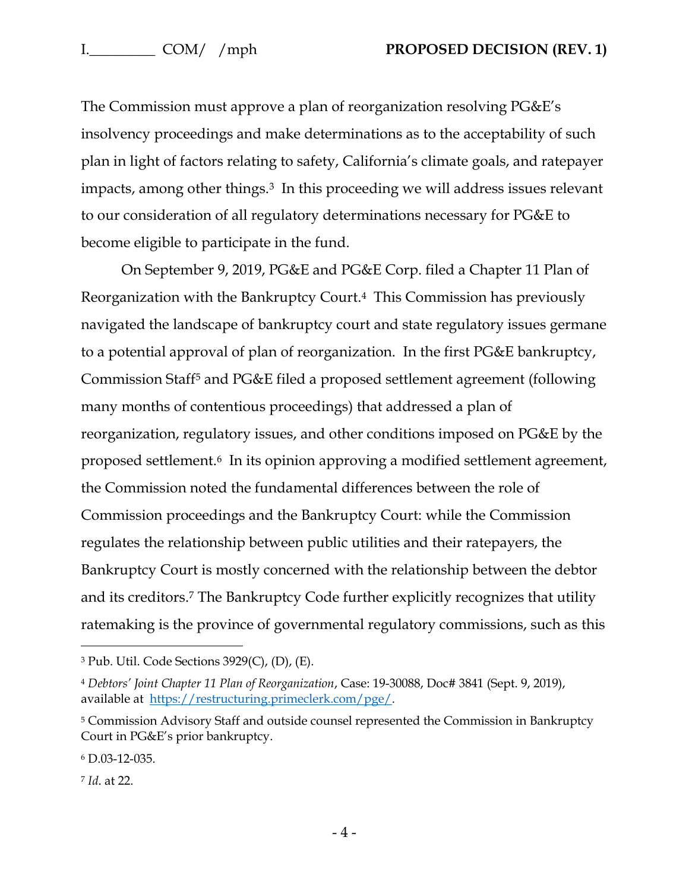The Commission must approve a plan of reorganization resolving PG&E's insolvency proceedings and make determinations as to the acceptability of such plan in light of factors relating to safety, California's climate goals, and ratepayer impacts, among other things.[3] In this proceeding we will address issues relevant to our consideration of all regulatory determinations necessary for PG&E to become eligible to participate in the fund.

On September 9, 2019, PG&E and PG&E Corp. filed a Chapter 11 Plan of Reorganization with the Bankruptcy Court.[4] This Commission has previously navigated the landscape of bankruptcy court and state regulatory issues germane to a potential approval of plan of reorganization. In the first PG&E bankruptcy, Commission Staff[5] and PG&E filed a proposed settlement agreement (following many months of contentious proceedings) that addressed a plan of reorganization, regulatory issues, and other conditions imposed on PG&E by the proposed settlement.[6] In its opinion approving a modified settlement agreement, the Commission noted the fundamental differences between the role of Commission proceedings and the Bankruptcy Court: while the Commission regulates the relationship between public utilities and their ratepayers, the Bankruptcy Court is mostly concerned with the relationship between the debtor and its creditors.[7] The Bankruptcy Code further explicitly recognizes that utility ratemaking is the province of governmental regulatory commissions, such as this

---

[3] Pub. Util. Code Sections 3929(C), (D), (E).

[4] *Debtors' Joint Chapter 11 Plan of Reorganization*, Case: 19-30088, Doc# 3841 (Sept. 9, 2019), available at https://restructuring.primeclerk.com/pge/.

[5] Commission Advisory Staff and outside counsel represented the Commission in Bankruptcy Court in PG&E's prior bankruptcy.

[6] D.03-12-035.

[7] *Id*. at 22.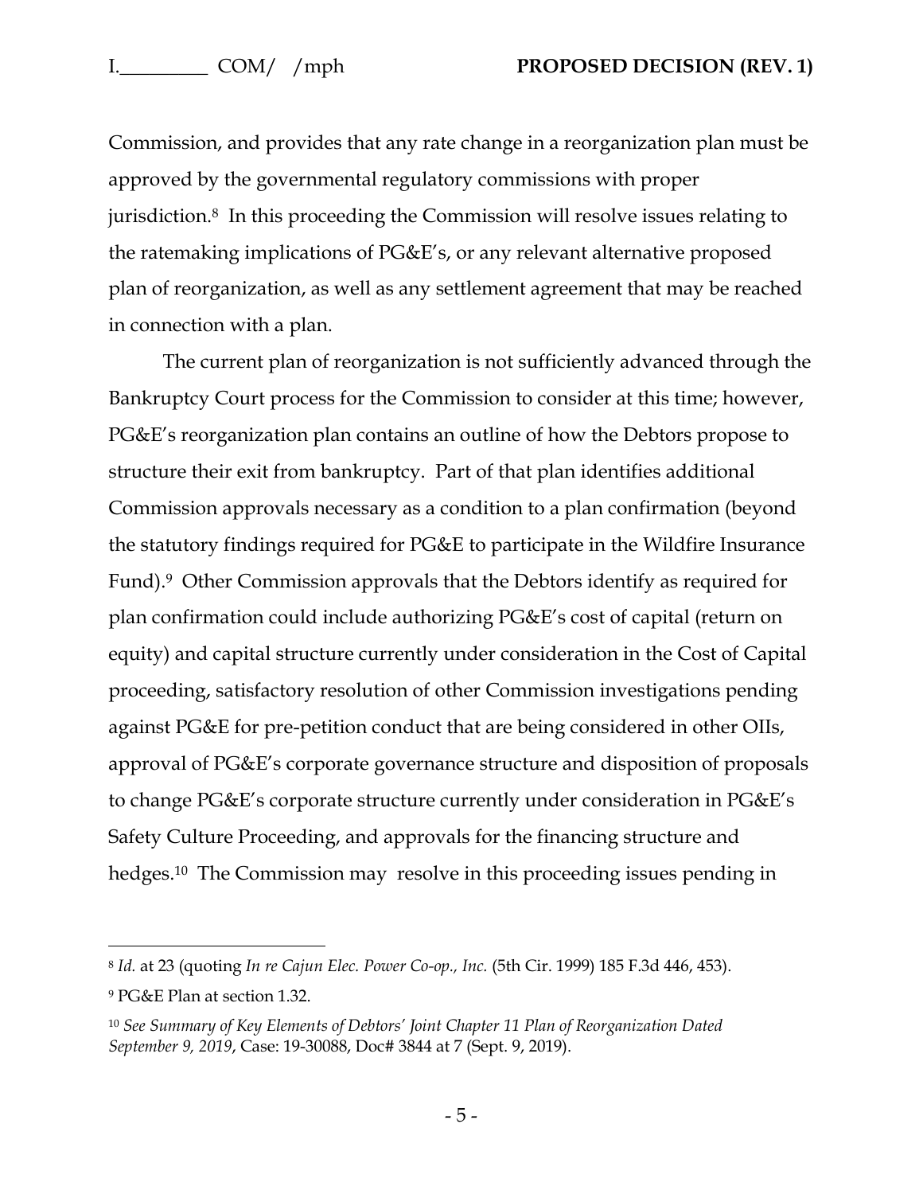Commission, and provides that any rate change in a reorganization plan must be approved by the governmental regulatory commissions with proper jurisdiction.[8] In this proceeding the Commission will resolve issues relating to the ratemaking implications of PG&E's, or any relevant alternative proposed plan of reorganization, as well as any settlement agreement that may be reached in connection with a plan.

The current plan of reorganization is not sufficiently advanced through the Bankruptcy Court process for the Commission to consider at this time; however, PG&E's reorganization plan contains an outline of how the Debtors propose to structure their exit from bankruptcy. Part of that plan identifies additional Commission approvals necessary as a condition to a plan confirmation (beyond the statutory findings required for PG&E to participate in the Wildfire Insurance Fund).[9] Other Commission approvals that the Debtors identify as required for plan confirmation could include authorizing PG&E's cost of capital (return on equity) and capital structure currently under consideration in the Cost of Capital proceeding, satisfactory resolution of other Commission investigations pending against PG&E for pre-petition conduct that are being considered in other OIIs, approval of PG&E's corporate governance structure and disposition of proposals to change PG&E's corporate structure currently under consideration in PG&E's Safety Culture Proceeding, and approvals for the financing structure and hedges.[10] The Commission may resolve in this proceeding issues pending in

---

[8] *Id.* at 23 (quoting *In re Cajun Elec. Power Co-op., Inc.* (5th Cir. 1999) 185 F.3d 446, 453).

[9] PG&E Plan at section 1.32.

[10] *See Summary of Key Elements of Debtors' Joint Chapter 11 Plan of Reorganization Dated September 9, 2019*, Case: 19-30088, Doc# 3844 at 7 (Sept. 9, 2019).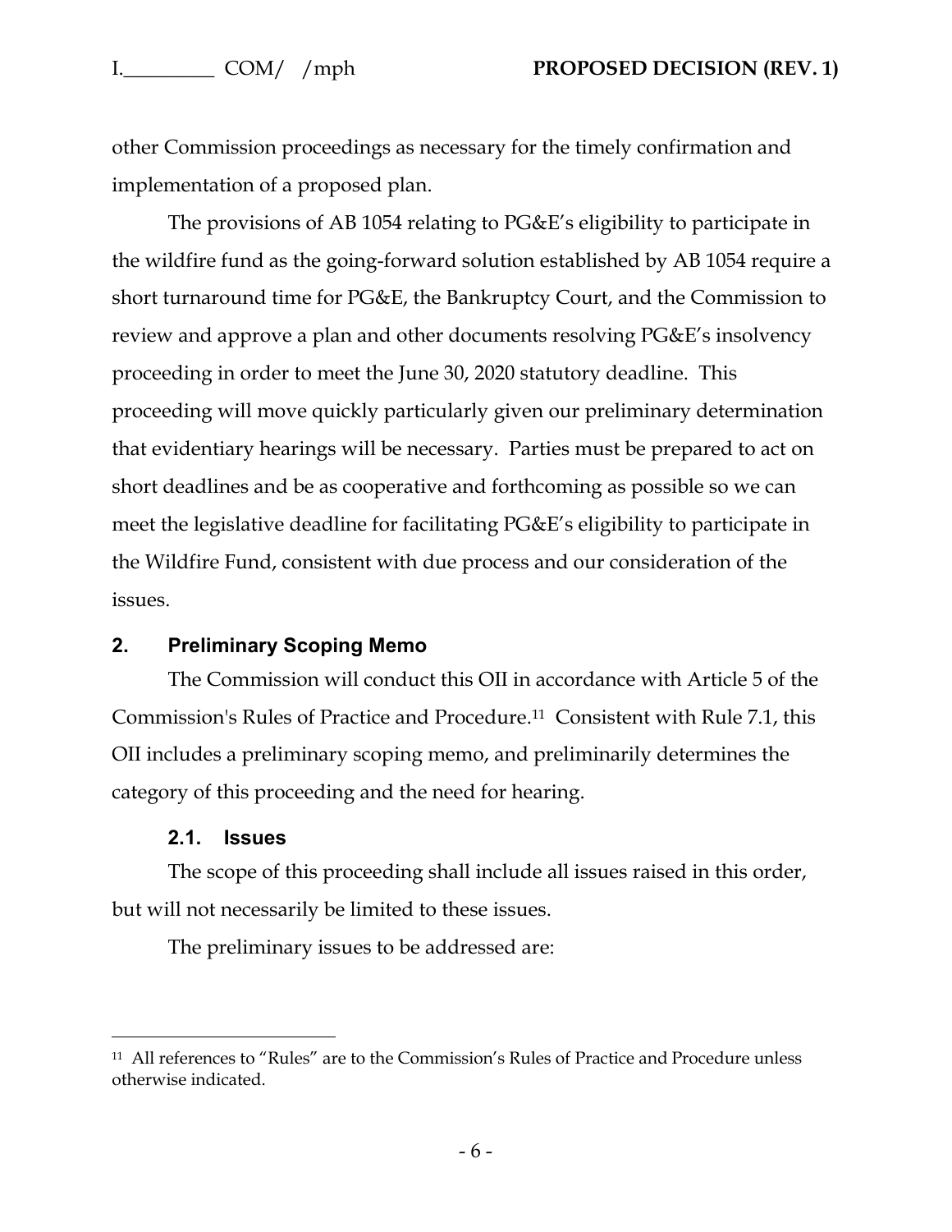other Commission proceedings as necessary for the timely confirmation and implementation of a proposed plan.

The provisions of AB 1054 relating to PG&E's eligibility to participate in the wildfire fund as the going-forward solution established by AB 1054 require a short turnaround time for PG&E, the Bankruptcy Court, and the Commission to review and approve a plan and other documents resolving PG&E's insolvency proceeding in order to meet the June 30, 2020 statutory deadline. This proceeding will move quickly particularly given our preliminary determination that evidentiary hearings will be necessary. Parties must be prepared to act on short deadlines and be as cooperative and forthcoming as possible so we can meet the legislative deadline for facilitating PG&E's eligibility to participate in the Wildfire Fund, consistent with due process and our consideration of the issues.

## 2. Preliminary Scoping Memo

The Commission will conduct this OII in accordance with Article 5 of the Commission's Rules of Practice and Procedure.[11] Consistent with Rule 7.1, this OII includes a preliminary scoping memo, and preliminarily determines the category of this proceeding and the need for hearing.

### 2.1. Issues

The scope of this proceeding shall include all issues raised in this order, but will not necessarily be limited to these issues.

The preliminary issues to be addressed are:

---

[11] All references to "Rules" are to the Commission's Rules of Practice and Procedure unless otherwise indicated.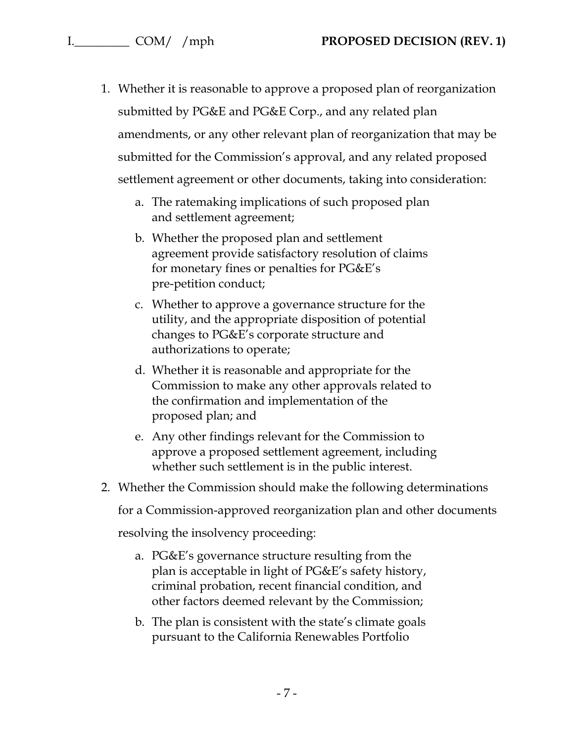1. Whether it is reasonable to approve a proposed plan of reorganization submitted by PG&E and PG&E Corp., and any related plan amendments, or any other relevant plan of reorganization that may be submitted for the Commission's approval, and any related proposed settlement agreement or other documents, taking into consideration:
    a. The ratemaking implications of such proposed plan and settlement agreement;
    b. Whether the proposed plan and settlement agreement provide satisfactory resolution of claims for monetary fines or penalties for PG&E's pre-petition conduct;
    c. Whether to approve a governance structure for the utility, and the appropriate disposition of potential changes to PG&E's corporate structure and authorizations to operate;
    d. Whether it is reasonable and appropriate for the Commission to make any other approvals related to the confirmation and implementation of the proposed plan; and
    e. Any other findings relevant for the Commission to approve a proposed settlement agreement, including whether such settlement is in the public interest.
2. Whether the Commission should make the following determinations for a Commission-approved reorganization plan and other documents resolving the insolvency proceeding:
    a. PG&E's governance structure resulting from the plan is acceptable in light of PG&E's safety history, criminal probation, recent financial condition, and other factors deemed relevant by the Commission;
    b. The plan is consistent with the state's climate goals pursuant to the California Renewables Portfolio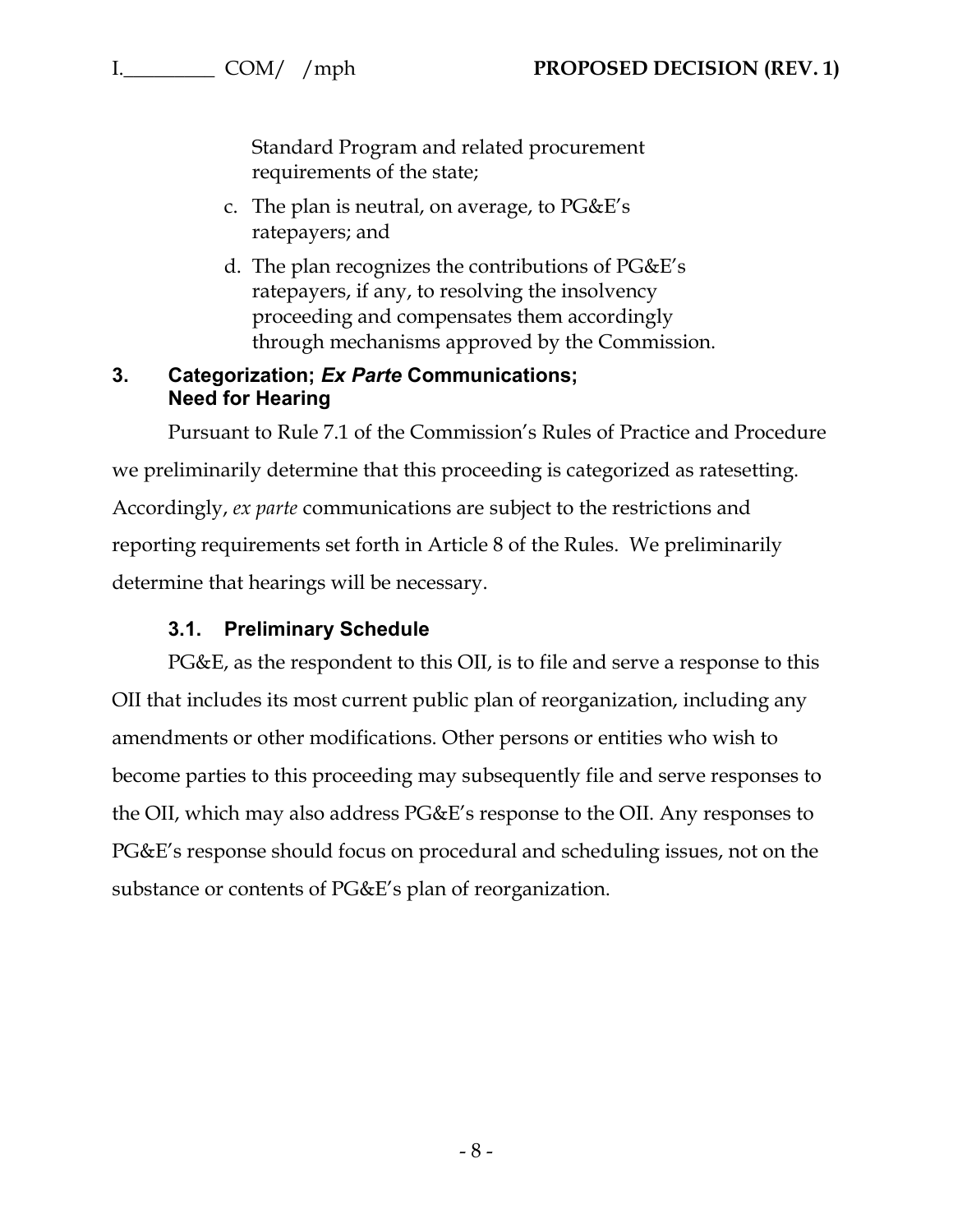Standard Program and related procurement requirements of the state;

c. The plan is neutral, on average, to PG&E's ratepayers; and

d. The plan recognizes the contributions of PG&E's ratepayers, if any, to resolving the insolvency proceeding and compensates them accordingly through mechanisms approved by the Commission.

## 3. Categorization; *Ex Parte* Communications; Need for Hearing

Pursuant to Rule 7.1 of the Commission's Rules of Practice and Procedure we preliminarily determine that this proceeding is categorized as ratesetting. Accordingly, *ex parte* communications are subject to the restrictions and reporting requirements set forth in Article 8 of the Rules. We preliminarily determine that hearings will be necessary.

### 3.1. Preliminary Schedule

PG&E, as the respondent to this OII, is to file and serve a response to this OII that includes its most current public plan of reorganization, including any amendments or other modifications. Other persons or entities who wish to become parties to this proceeding may subsequently file and serve responses to the OII, which may also address PG&E's response to the OII. Any responses to PG&E's response should focus on procedural and scheduling issues, not on the substance or contents of PG&E's plan of reorganization.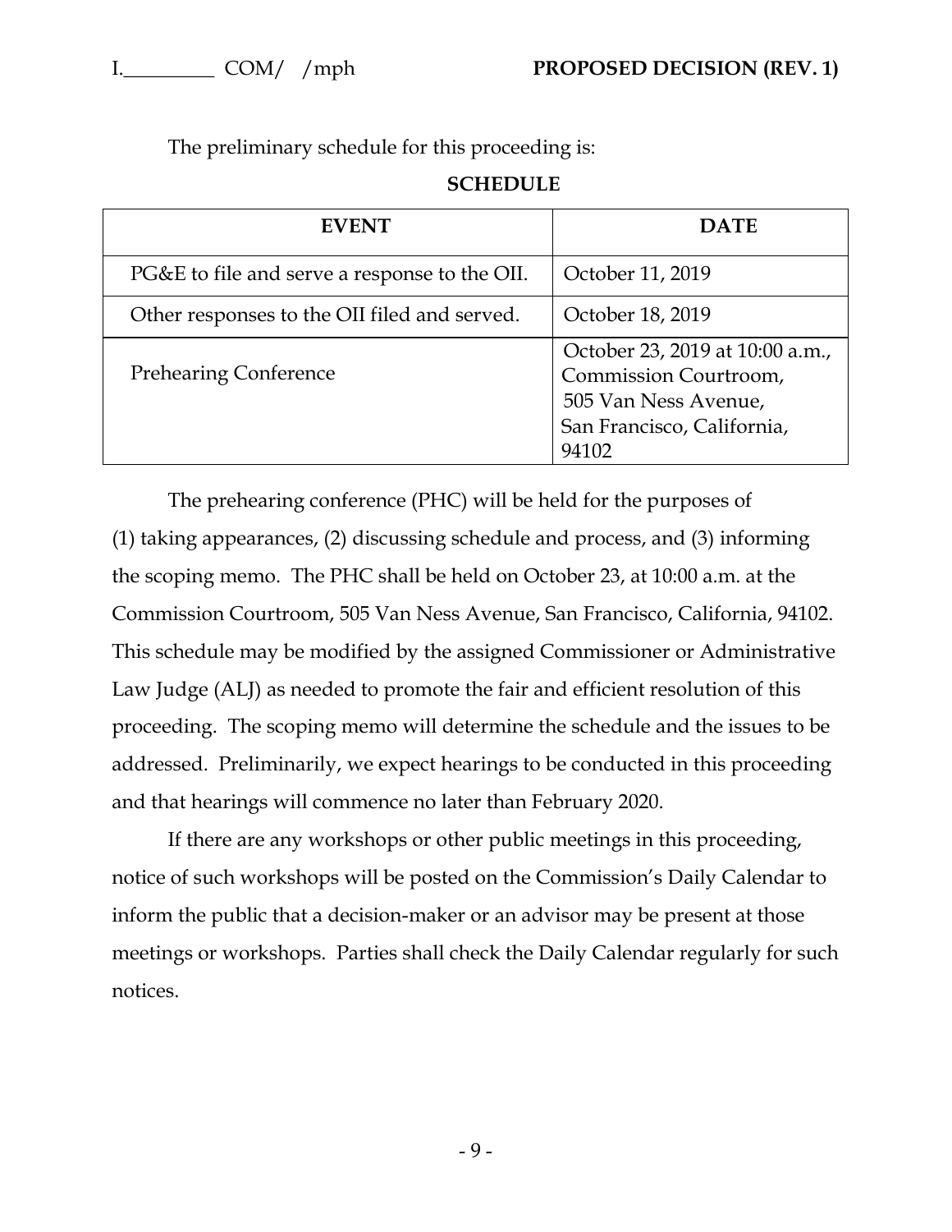The preliminary schedule for this proceeding is:

**SCHEDULE**

| EVENT | DATE |
|---|---|
| PG&E to file and serve a response to the OII. | October 11, 2019 |
| Other responses to the OII filed and served. | October 18, 2019 |
| Prehearing Conference | October 23, 2019 at 10:00 a.m., Commission Courtroom, 505 Van Ness Avenue, San Francisco, California, 94102 |

The prehearing conference (PHC) will be held for the purposes of (1) taking appearances, (2) discussing schedule and process, and (3) informing the scoping memo. The PHC shall be held on October 23, at 10:00 a.m. at the Commission Courtroom, 505 Van Ness Avenue, San Francisco, California, 94102. This schedule may be modified by the assigned Commissioner or Administrative Law Judge (ALJ) as needed to promote the fair and efficient resolution of this proceeding. The scoping memo will determine the schedule and the issues to be addressed. Preliminarily, we expect hearings to be conducted in this proceeding and that hearings will commence no later than February 2020.

If there are any workshops or other public meetings in this proceeding, notice of such workshops will be posted on the Commission's Daily Calendar to inform the public that a decision-maker or an advisor may be present at those meetings or workshops. Parties shall check the Daily Calendar regularly for such notices.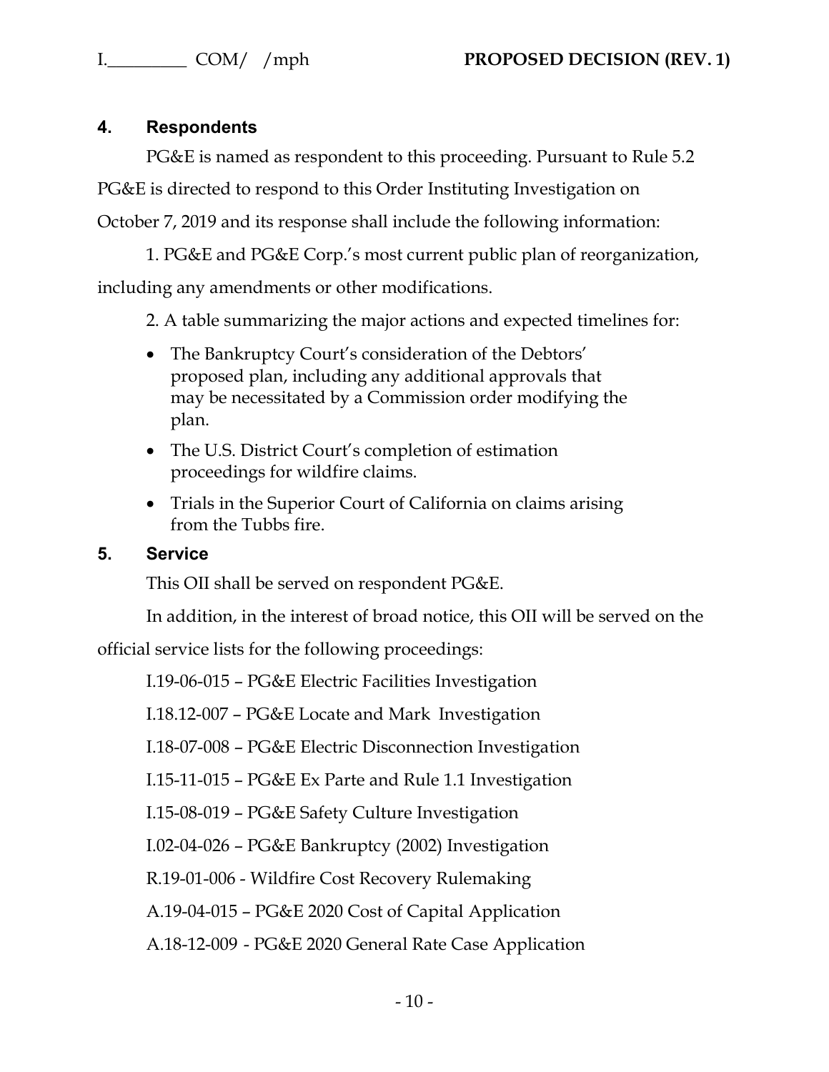## 4. Respondents

PG&E is named as respondent to this proceeding. Pursuant to Rule 5.2 PG&E is directed to respond to this Order Instituting Investigation on October 7, 2019 and its response shall include the following information:

1. PG&E and PG&E Corp.'s most current public plan of reorganization, including any amendments or other modifications.

2. A table summarizing the major actions and expected timelines for:

- The Bankruptcy Court's consideration of the Debtors' proposed plan, including any additional approvals that may be necessitated by a Commission order modifying the plan.
- The U.S. District Court's completion of estimation proceedings for wildfire claims.
- Trials in the Superior Court of California on claims arising from the Tubbs fire.

## 5. Service

This OII shall be served on respondent PG&E.

In addition, in the interest of broad notice, this OII will be served on the official service lists for the following proceedings:

I.19-06-015 – PG&E Electric Facilities Investigation

I.18.12-007 – PG&E Locate and Mark Investigation

I.18-07-008 – PG&E Electric Disconnection Investigation

I.15-11-015 – PG&E Ex Parte and Rule 1.1 Investigation

I.15-08-019 – PG&E Safety Culture Investigation

I.02-04-026 – PG&E Bankruptcy (2002) Investigation

R.19-01-006 - Wildfire Cost Recovery Rulemaking

A.19-04-015 – PG&E 2020 Cost of Capital Application

A.18-12-009 - PG&E 2020 General Rate Case Application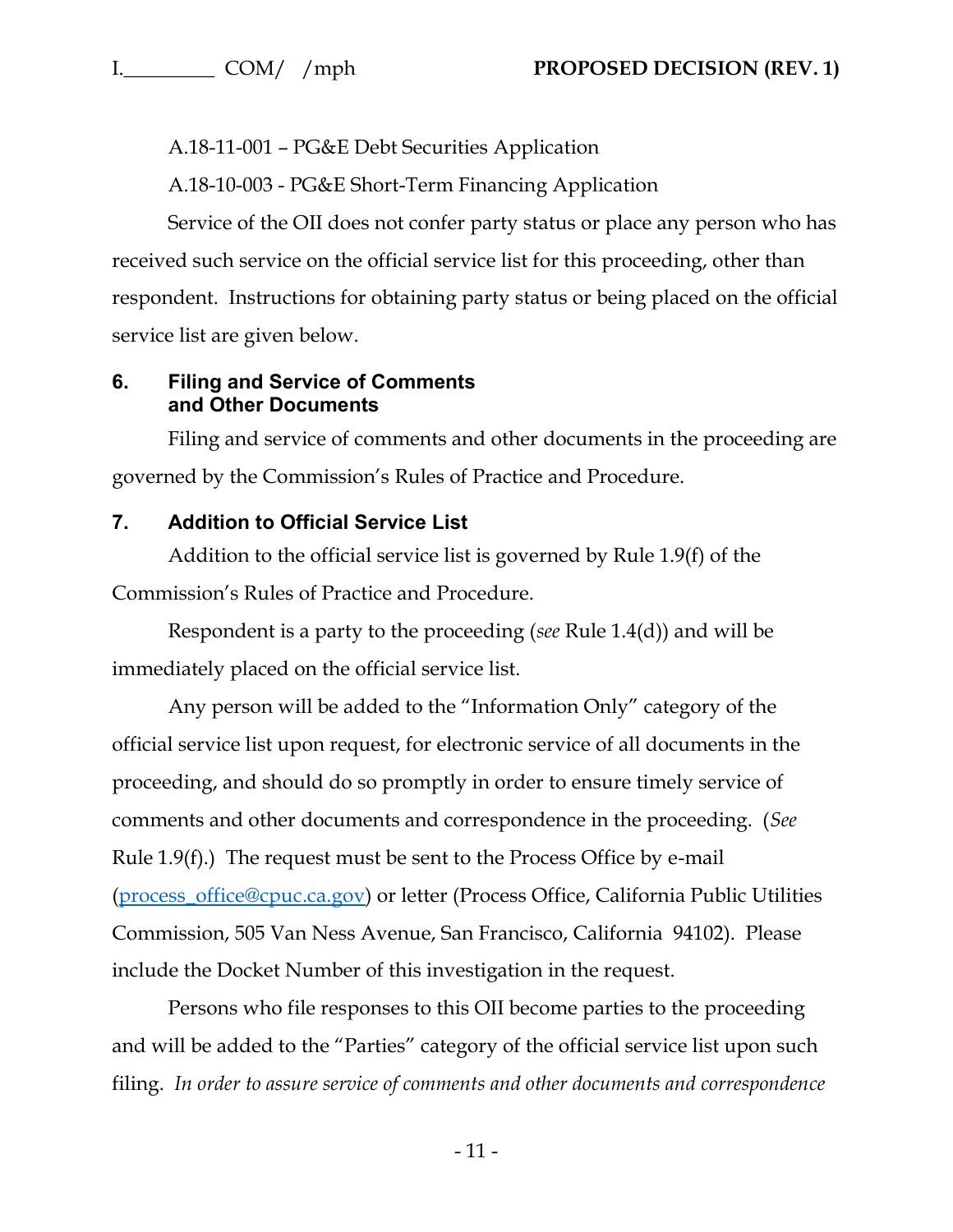A.18-11-001 – PG&E Debt Securities Application

A.18-10-003 - PG&E Short-Term Financing Application

Service of the OII does not confer party status or place any person who has received such service on the official service list for this proceeding, other than respondent. Instructions for obtaining party status or being placed on the official service list are given below.

## 6. Filing and Service of Comments and Other Documents

Filing and service of comments and other documents in the proceeding are governed by the Commission's Rules of Practice and Procedure.

## 7. Addition to Official Service List

Addition to the official service list is governed by Rule 1.9(f) of the Commission's Rules of Practice and Procedure.

Respondent is a party to the proceeding (*see* Rule 1.4(d)) and will be immediately placed on the official service list.

Any person will be added to the "Information Only" category of the official service list upon request, for electronic service of all documents in the proceeding, and should do so promptly in order to ensure timely service of comments and other documents and correspondence in the proceeding. (*See* Rule 1.9(f).) The request must be sent to the Process Office by e-mail (process_office@cpuc.ca.gov) or letter (Process Office, California Public Utilities Commission, 505 Van Ness Avenue, San Francisco, California 94102). Please include the Docket Number of this investigation in the request.

Persons who file responses to this OII become parties to the proceeding and will be added to the "Parties" category of the official service list upon such filing. *In order to assure service of comments and other documents and correspondence*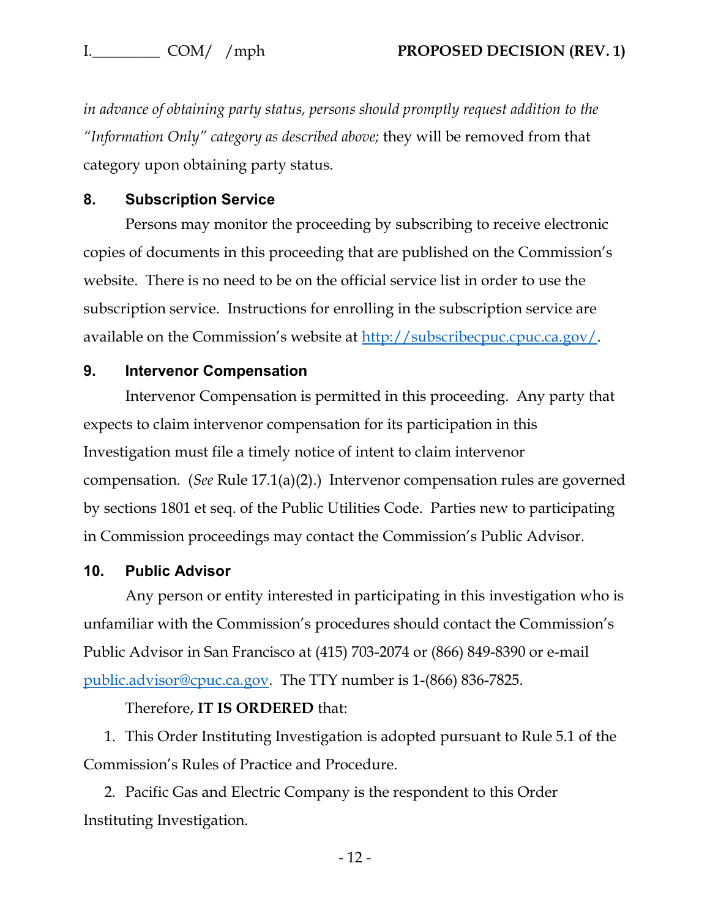*in advance of obtaining party status, persons should promptly request addition to the "Information Only" category as described above;* they will be removed from that category upon obtaining party status.

## 8. Subscription Service

Persons may monitor the proceeding by subscribing to receive electronic copies of documents in this proceeding that are published on the Commission's website. There is no need to be on the official service list in order to use the subscription service. Instructions for enrolling in the subscription service are available on the Commission's website at http://subscribecpuc.cpuc.ca.gov/.

## 9. Intervenor Compensation

Intervenor Compensation is permitted in this proceeding. Any party that expects to claim intervenor compensation for its participation in this Investigation must file a timely notice of intent to claim intervenor compensation. (*See* Rule 17.1(a)(2).) Intervenor compensation rules are governed by sections 1801 et seq. of the Public Utilities Code. Parties new to participating in Commission proceedings may contact the Commission's Public Advisor.

## 10. Public Advisor

Any person or entity interested in participating in this investigation who is unfamiliar with the Commission's procedures should contact the Commission's Public Advisor in San Francisco at (415) 703-2074 or (866) 849-8390 or e-mail public.advisor@cpuc.ca.gov. The TTY number is 1-(866) 836-7825.

Therefore, **IT IS ORDERED** that:

1. This Order Instituting Investigation is adopted pursuant to Rule 5.1 of the Commission's Rules of Practice and Procedure.

2. Pacific Gas and Electric Company is the respondent to this Order Instituting Investigation.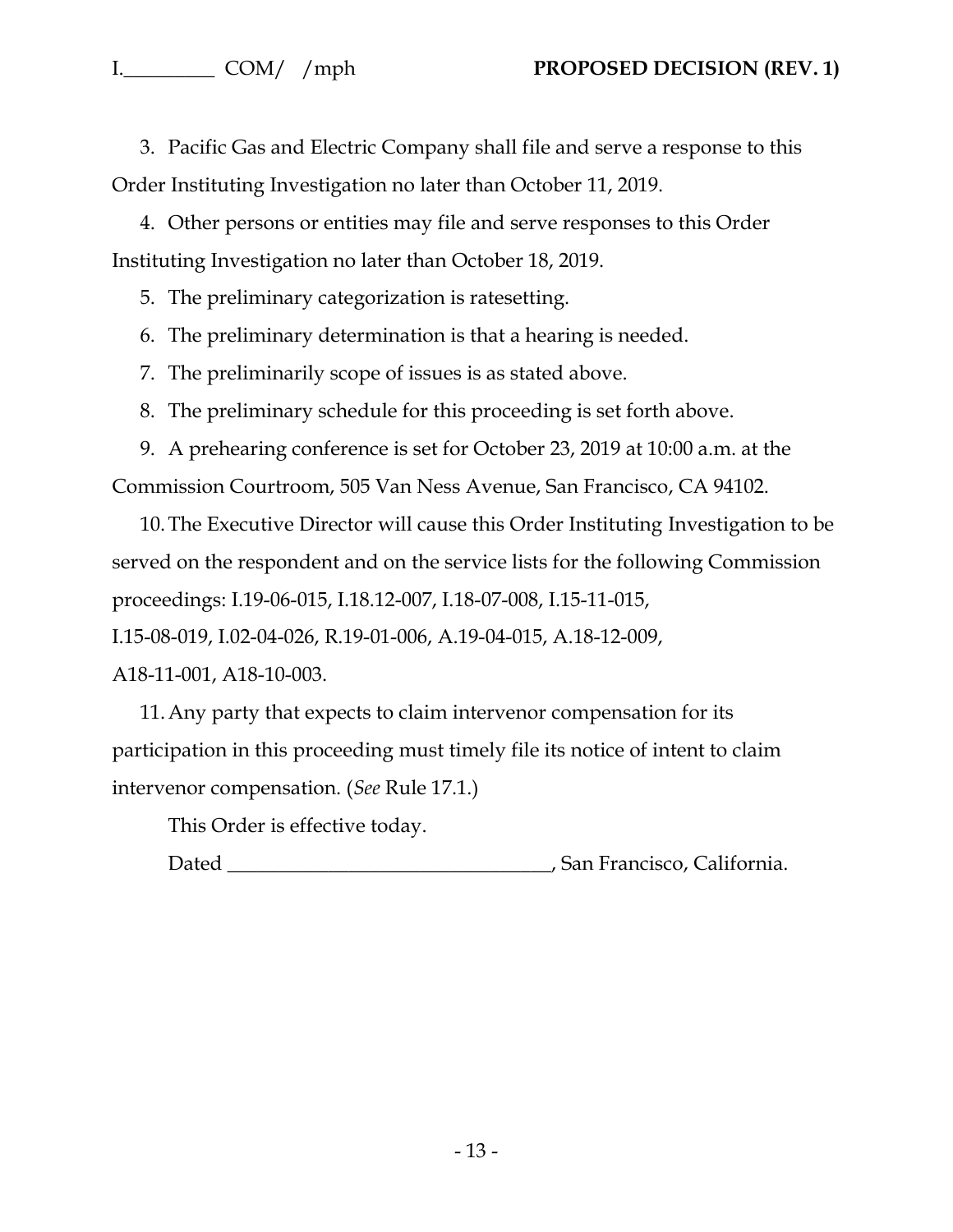3. Pacific Gas and Electric Company shall file and serve a response to this Order Instituting Investigation no later than October 11, 2019.

4. Other persons or entities may file and serve responses to this Order Instituting Investigation no later than October 18, 2019.

5. The preliminary categorization is ratesetting.

6. The preliminary determination is that a hearing is needed.

7. The preliminarily scope of issues is as stated above.

8. The preliminary schedule for this proceeding is set forth above.

9. A prehearing conference is set for October 23, 2019 at 10:00 a.m. at the Commission Courtroom, 505 Van Ness Avenue, San Francisco, CA 94102.

10. The Executive Director will cause this Order Instituting Investigation to be served on the respondent and on the service lists for the following Commission proceedings: I.19-06-015, I.18.12-007, I.18-07-008, I.15-11-015, I.15-08-019, I.02-04-026, R.19-01-006, A.19-04-015, A.18-12-009, A18-11-001, A18-10-003.

11. Any party that expects to claim intervenor compensation for its participation in this proceeding must timely file its notice of intent to claim intervenor compensation. (*See* Rule 17.1.)

This Order is effective today.

Dated ________________________________, San Francisco, California.